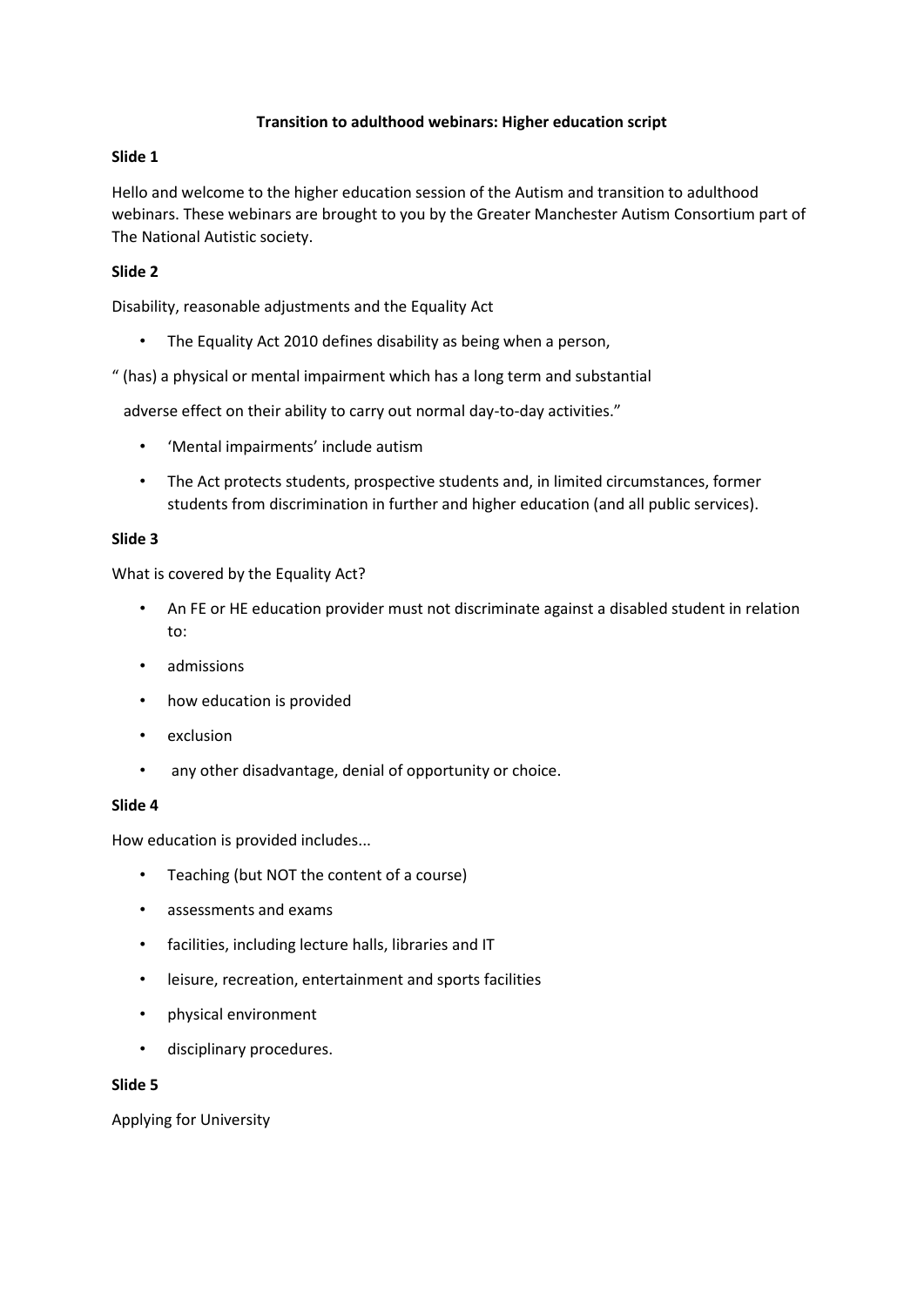# Transition to adulthood webinars: Higher education script

**Slide 1**

Hello and welcome to the higher education session of the Autism and transition to adulthood webinars. These webinars are brought to you by the Greater Manchester Autism Consortium part of The National Autistic society.

**Slide 2**

Disability, reasonable adjustments and the Equality Act

- The Equality Act 2010 defines disability as being when a person,

" (has) a physical or mental impairment which has a long term and substantial adverse effect on their ability to carry out normal day-to-day activities."

- 'Mental impairments' include autism
- The Act protects students, prospective students and, in limited circumstances, former students from discrimination in further and higher education (and all public services).

**Slide 3**

What is covered by the Equality Act?

- An FE or HE education provider must not discriminate against a disabled student in relation to:
- admissions
- how education is provided
- exclusion
- any other disadvantage, denial of opportunity or choice.

**Slide 4**

How education is provided includes...

- Teaching (but NOT the content of a course)
- assessments and exams
- facilities, including lecture halls, libraries and IT
- leisure, recreation, entertainment and sports facilities
- physical environment
- disciplinary procedures.

**Slide 5**

Applying for University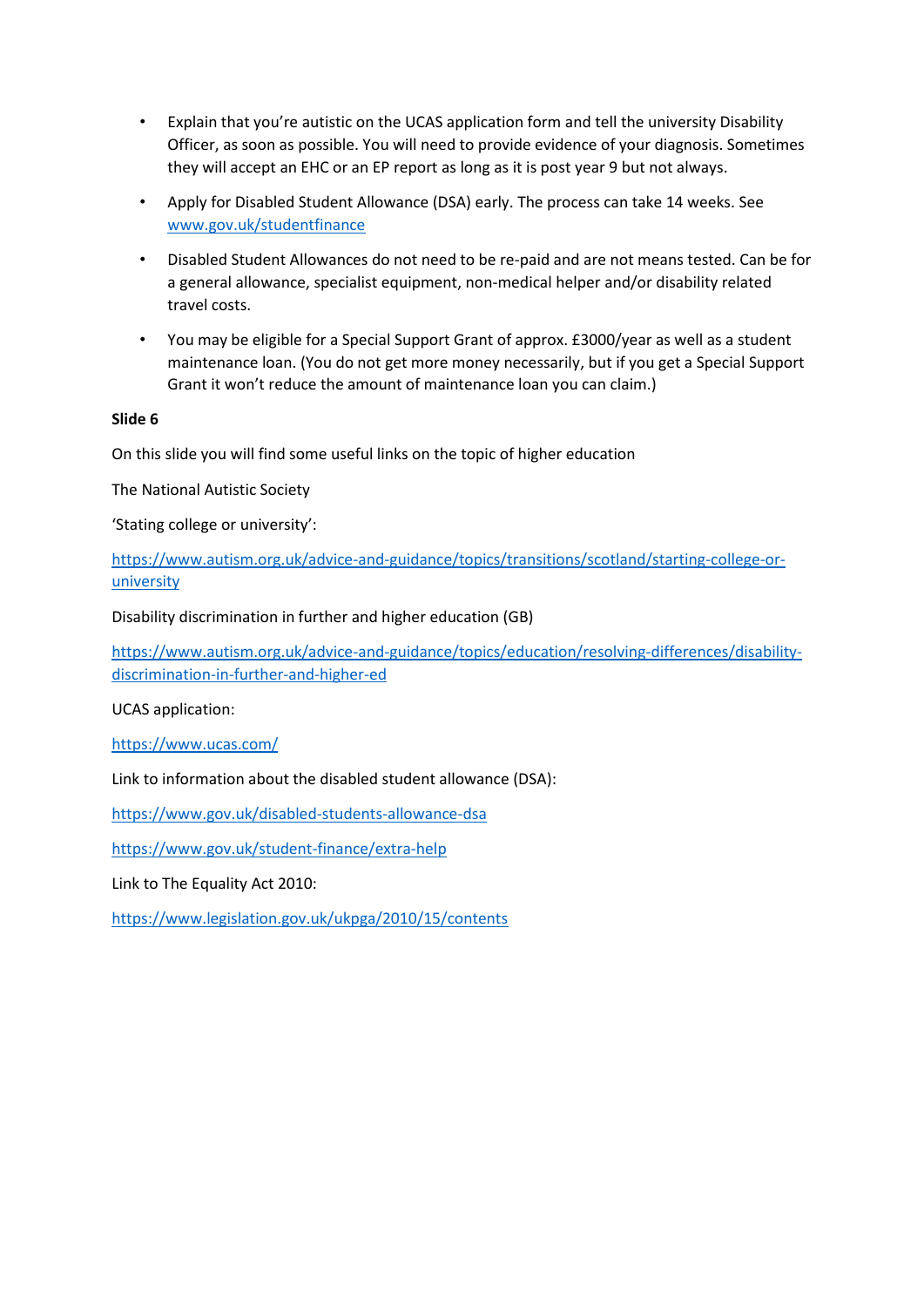- Explain that you're autistic on the UCAS application form and tell the university Disability Officer, as soon as possible. You will need to provide evidence of your diagnosis. Sometimes they will accept an EHC or an EP report as long as it is post year 9 but not always.
- Apply for Disabled Student Allowance (DSA) early. The process can take 14 weeks. See [www.gov.uk/studentfinance](www.gov.uk/studentfinance)
- Disabled Student Allowances do not need to be re-paid and are not means tested. Can be for a general allowance, specialist equipment, non-medical helper and/or disability related travel costs.
- You may be eligible for a Special Support Grant of approx. £3000/year as well as a student maintenance loan. (You do not get more money necessarily, but if you get a Special Support Grant it won't reduce the amount of maintenance loan you can claim.)

**Slide 6**

On this slide you will find some useful links on the topic of higher education

The National Autistic Society

'Stating college or university':

[https://www.autism.org.uk/advice-and-guidance/topics/transitions/scotland/starting-college-or-university](https://www.autism.org.uk/advice-and-guidance/topics/transitions/scotland/starting-college-or-university)

Disability discrimination in further and higher education (GB)

[https://www.autism.org.uk/advice-and-guidance/topics/education/resolving-differences/disability-discrimination-in-further-and-higher-ed](https://www.autism.org.uk/advice-and-guidance/topics/education/resolving-differences/disability-discrimination-in-further-and-higher-ed)

UCAS application:

[https://www.ucas.com/](https://www.ucas.com/)

Link to information about the disabled student allowance (DSA):

[https://www.gov.uk/disabled-students-allowance-dsa](https://www.gov.uk/disabled-students-allowance-dsa)

[https://www.gov.uk/student-finance/extra-help](https://www.gov.uk/student-finance/extra-help)

Link to The Equality Act 2010:

[https://www.legislation.gov.uk/ukpga/2010/15/contents](https://www.legislation.gov.uk/ukpga/2010/15/contents)